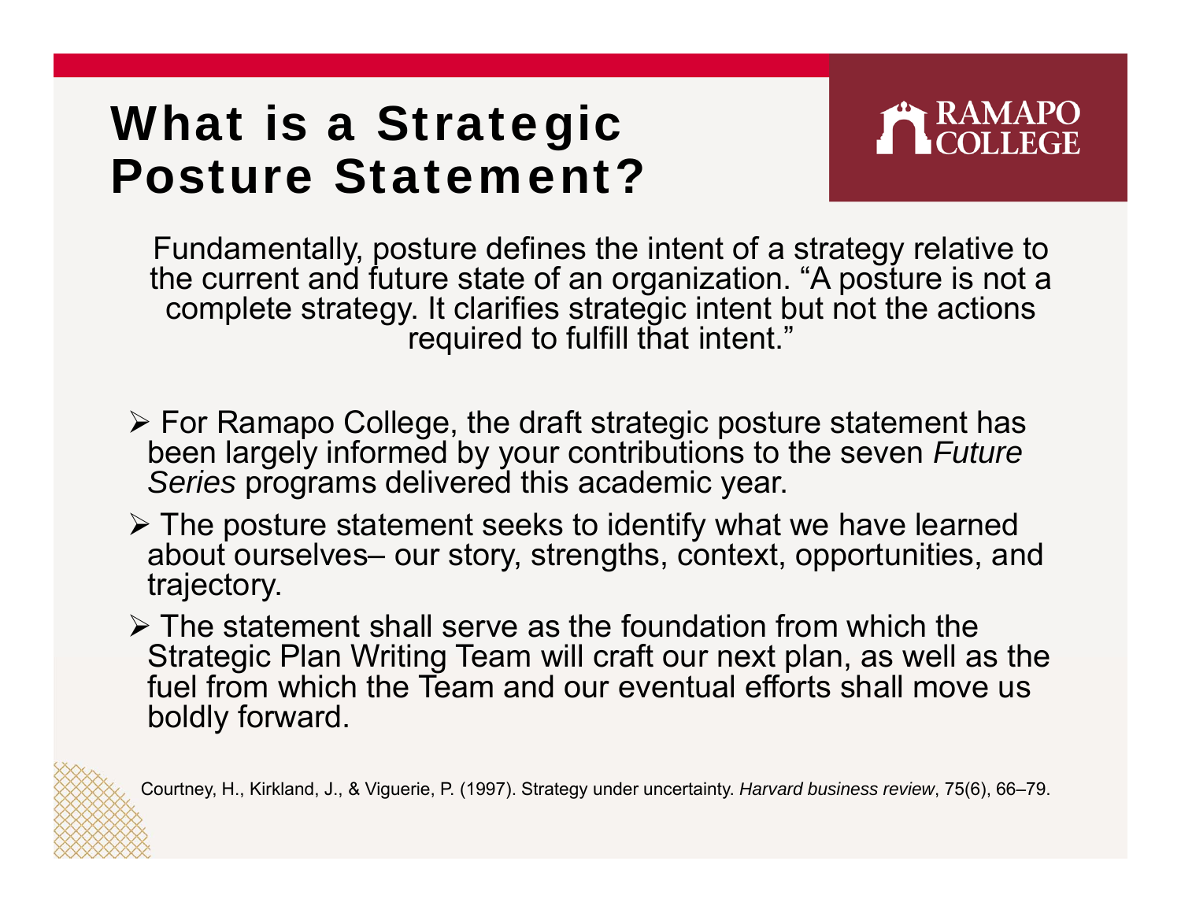# What is a Strategic Posture Statement?

RAMAPO COLLEGE

Fundamentally, posture defines the intent of a strategy relative to the current and future state of an organization. "A posture is not a complete strategy. It clarifies strategic intent but not the actions required to fulfill that intent."

- For Ramapo College, the draft strategic posture statement has been largely informed by your contributions to the seven *Future Series* programs delivered this academic year.
- The posture statement seeks to identify what we have learned about ourselves– our story, strengths, context, opportunities, and trajectory.
- The statement shall serve as the foundation from which the Strategic Plan Writing Team will craft our next plan, as well as the fuel from which the Team and our eventual efforts shall move us boldly forward.

Courtney, H., Kirkland, J., & Viguerie, P. (1997). Strategy under uncertainty. *Harvard business review*, 75(6), 66–79.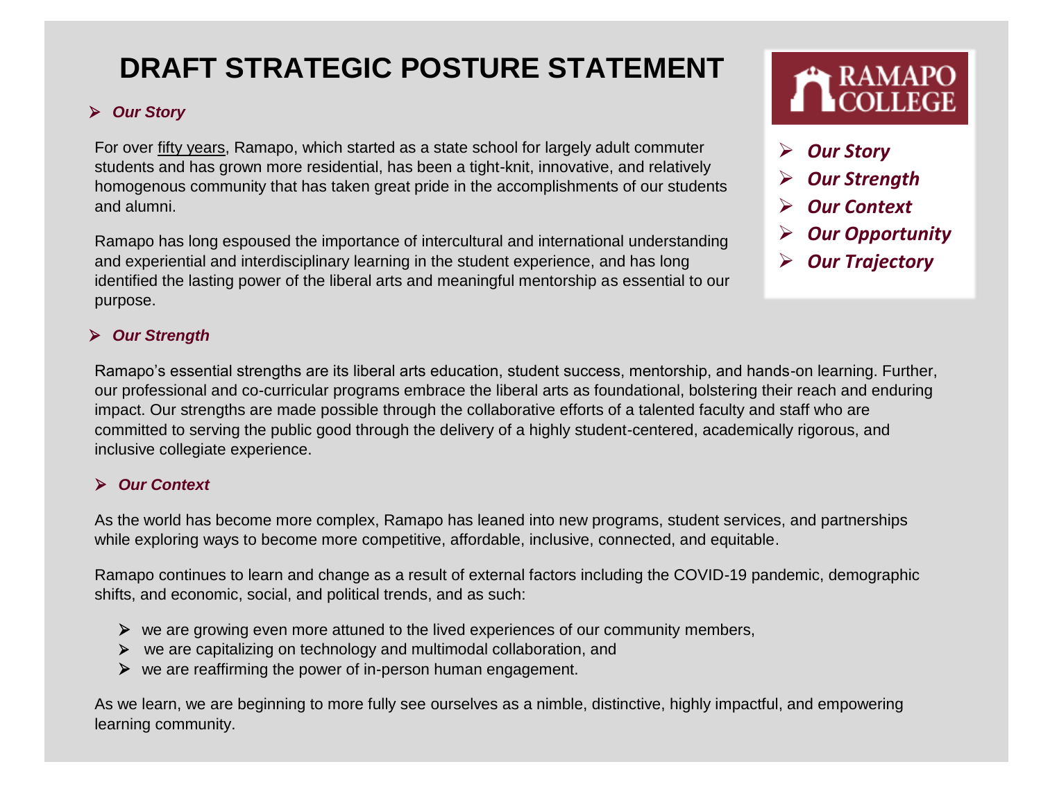# DRAFT STRATEGIC POSTURE STATEMENT

- ***Our Story***
- ***Our Strength***
- ***Our Context***
- ***Our Opportunity***
- ***Our Trajectory***

## ***Our Story***

For over fifty years, Ramapo, which started as a state school for largely adult commuter students and has grown more residential, has been a tight-knit, innovative, and relatively homogenous community that has taken great pride in the accomplishments of our students and alumni.

Ramapo has long espoused the importance of intercultural and international understanding and experiential and interdisciplinary learning in the student experience, and has long identified the lasting power of the liberal arts and meaningful mentorship as essential to our purpose.

## ***Our Strength***

Ramapo's essential strengths are its liberal arts education, student success, mentorship, and hands-on learning. Further, our professional and co-curricular programs embrace the liberal arts as foundational, bolstering their reach and enduring impact. Our strengths are made possible through the collaborative efforts of a talented faculty and staff who are committed to serving the public good through the delivery of a highly student-centered, academically rigorous, and inclusive collegiate experience.

## ***Our Context***

As the world has become more complex, Ramapo has leaned into new programs, student services, and partnerships while exploring ways to become more competitive, affordable, inclusive, connected, and equitable.

Ramapo continues to learn and change as a result of external factors including the COVID-19 pandemic, demographic shifts, and economic, social, and political trends, and as such:

- we are growing even more attuned to the lived experiences of our community members,
- we are capitalizing on technology and multimodal collaboration, and
- we are reaffirming the power of in-person human engagement.

As we learn, we are beginning to more fully see ourselves as a nimble, distinctive, highly impactful, and empowering learning community.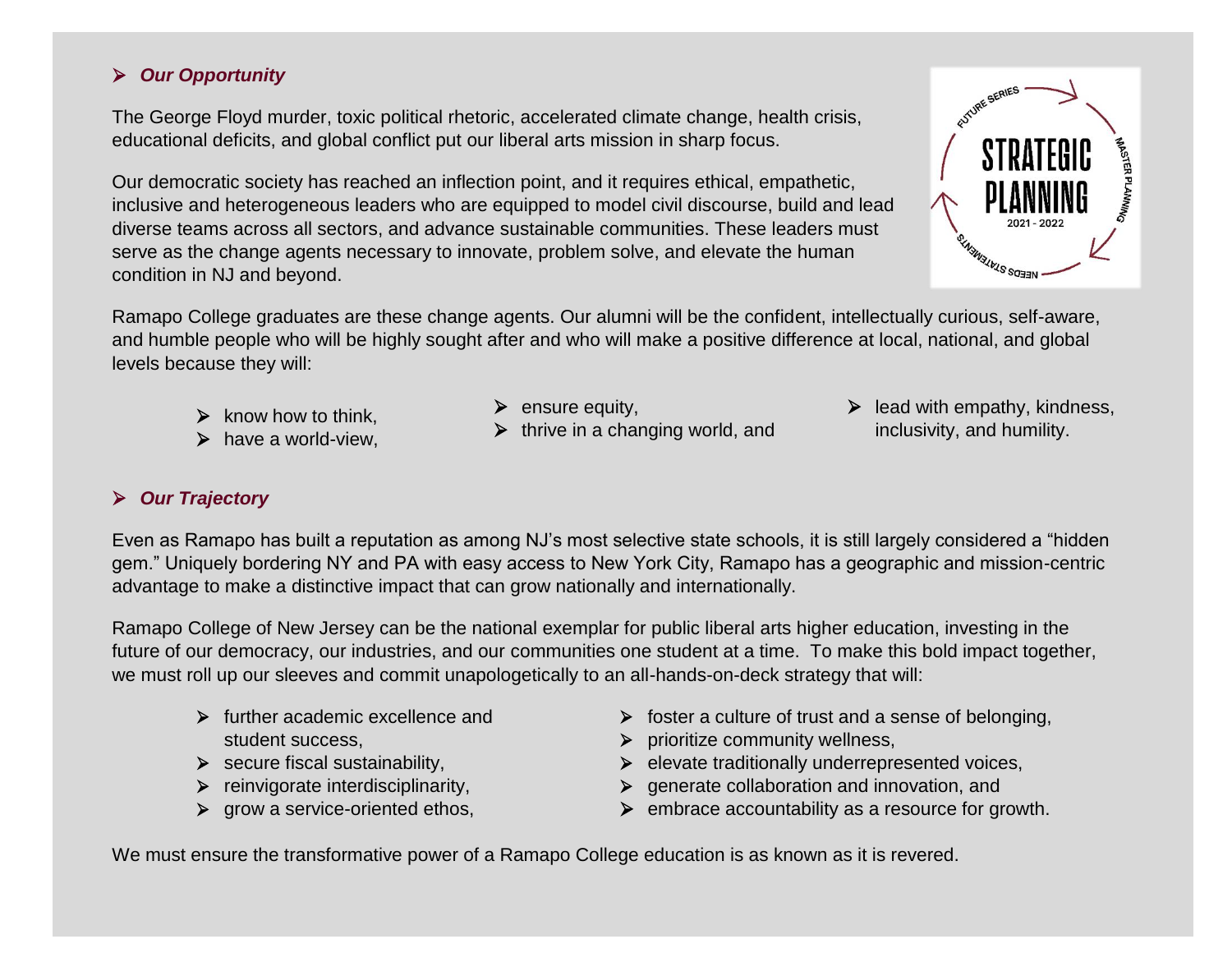## *Our Opportunity*

The George Floyd murder, toxic political rhetoric, accelerated climate change, health crisis, educational deficits, and global conflict put our liberal arts mission in sharp focus.

Our democratic society has reached an inflection point, and it requires ethical, empathetic, inclusive and heterogeneous leaders who are equipped to model civil discourse, build and lead diverse teams across all sectors, and advance sustainable communities. These leaders must serve as the change agents necessary to innovate, problem solve, and elevate the human condition in NJ and beyond.

FUTURE SERIES
STRATEGIC PLANNING
2021 - 2022
MASTER PLANNING
NEEDS STATEMENTS

Ramapo College graduates are these change agents. Our alumni will be the confident, intellectually curious, self-aware, and humble people who will be highly sought after and who will make a positive difference at local, national, and global levels because they will:

- know how to think,
- have a world-view,
- ensure equity,
- thrive in a changing world, and
- lead with empathy, kindness, inclusivity, and humility.

## *Our Trajectory*

Even as Ramapo has built a reputation as among NJ's most selective state schools, it is still largely considered a "hidden gem." Uniquely bordering NY and PA with easy access to New York City, Ramapo has a geographic and mission-centric advantage to make a distinctive impact that can grow nationally and internationally.

Ramapo College of New Jersey can be the national exemplar for public liberal arts higher education, investing in the future of our democracy, our industries, and our communities one student at a time. To make this bold impact together, we must roll up our sleeves and commit unapologetically to an all-hands-on-deck strategy that will:

- further academic excellence and student success,
- secure fiscal sustainability,
- reinvigorate interdisciplinarity,
- grow a service-oriented ethos,
- foster a culture of trust and a sense of belonging,
- prioritize community wellness,
- elevate traditionally underrepresented voices,
- generate collaboration and innovation, and
- embrace accountability as a resource for growth.

We must ensure the transformative power of a Ramapo College education is as known as it is revered.